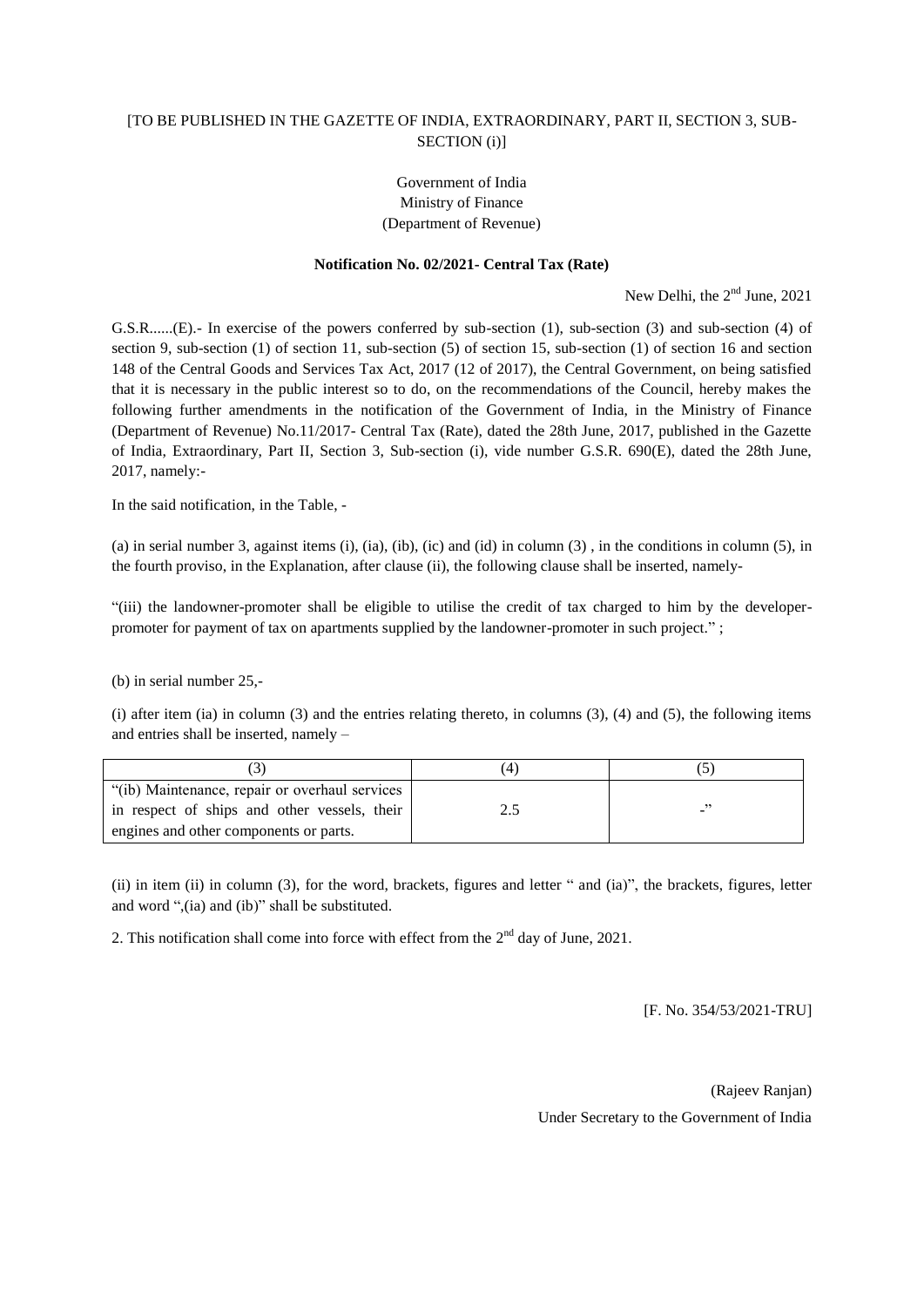[TO BE PUBLISHED IN THE GAZETTE OF INDIA, EXTRAORDINARY, PART II, SECTION 3, SUB-SECTION (i)]

Government of India
Ministry of Finance
(Department of Revenue)

**Notification No. 02/2021- Central Tax (Rate)**

New Delhi, the 2nd June, 2021

G.S.R......(E).- In exercise of the powers conferred by sub-section (1), sub-section (3) and sub-section (4) of section 9, sub-section (1) of section 11, sub-section (5) of section 15, sub-section (1) of section 16 and section 148 of the Central Goods and Services Tax Act, 2017 (12 of 2017), the Central Government, on being satisfied that it is necessary in the public interest so to do, on the recommendations of the Council, hereby makes the following further amendments in the notification of the Government of India, in the Ministry of Finance (Department of Revenue) No.11/2017- Central Tax (Rate), dated the 28th June, 2017, published in the Gazette of India, Extraordinary, Part II, Section 3, Sub-section (i), vide number G.S.R. 690(E), dated the 28th June, 2017, namely:-

In the said notification, in the Table, -

(a) in serial number 3, against items (i), (ia), (ib), (ic) and (id) in column (3) , in the conditions in column (5), in the fourth proviso, in the Explanation, after clause (ii), the following clause shall be inserted, namely-

"(iii) the landowner-promoter shall be eligible to utilise the credit of tax charged to him by the developer-promoter for payment of tax on apartments supplied by the landowner-promoter in such project." ;

(b) in serial number 25,-

(i) after item (ia) in column (3) and the entries relating thereto, in columns (3), (4) and (5), the following items and entries shall be inserted, namely –

| (3) | (4) | (5) |
|---|---|---|
| "(ib) Maintenance, repair or overhaul services in respect of ships and other vessels, their engines and other components or parts. | 2.5 | -" |

(ii) in item (ii) in column (3), for the word, brackets, figures and letter " and (ia)", the brackets, figures, letter and word ",(ia) and (ib)" shall be substituted.

2. This notification shall come into force with effect from the 2nd day of June, 2021.

[F. No. 354/53/2021-TRU]

(Rajeev Ranjan)
Under Secretary to the Government of India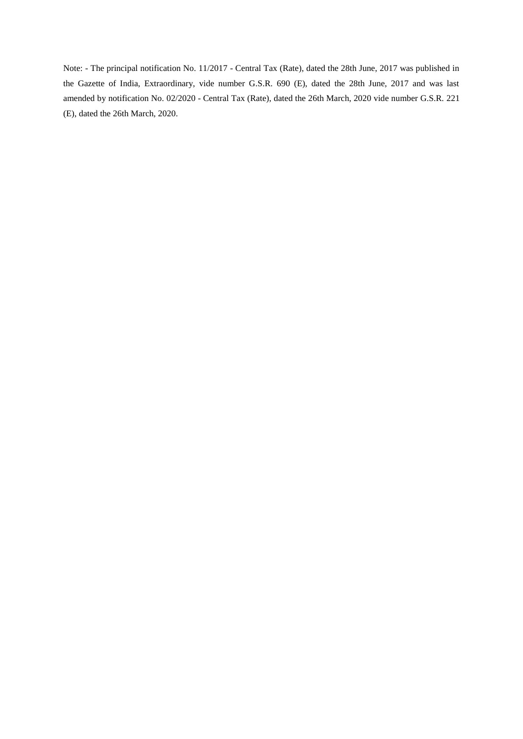Note: - The principal notification No. 11/2017 - Central Tax (Rate), dated the 28th June, 2017 was published in the Gazette of India, Extraordinary, vide number G.S.R. 690 (E), dated the 28th June, 2017 and was last amended by notification No. 02/2020 - Central Tax (Rate), dated the 26th March, 2020 vide number G.S.R. 221 (E), dated the 26th March, 2020.